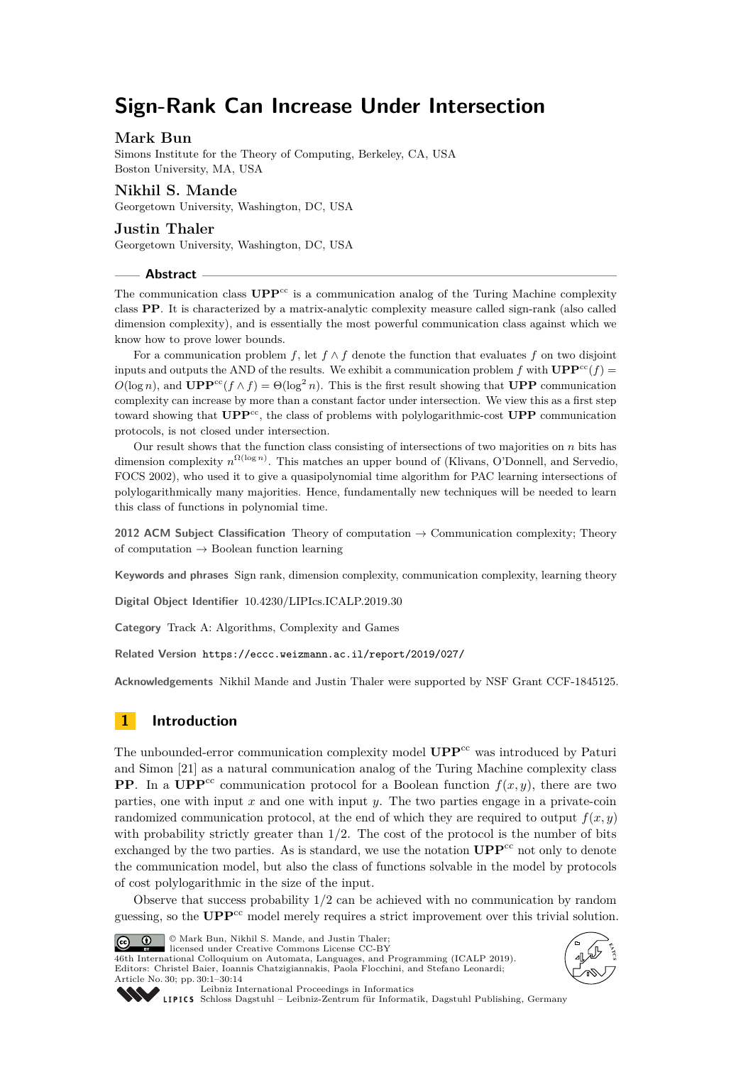# Sign-Rank Can Increase Under Intersection

## Mark Bun

Simons Institute for the Theory of Computing, Berkeley, CA, USA
Boston University, MA, USA

## Nikhil S. Mande

Georgetown University, Washington, DC, USA

## Justin Thaler

Georgetown University, Washington, DC, USA

### Abstract

The communication class $\mathbf{UPP}^{cc}$ is a communication analog of the Turing Machine complexity class $\mathbf{PP}$. It is characterized by a matrix-analytic complexity measure called sign-rank (also called dimension complexity), and is essentially the most powerful communication class against which we know how to prove lower bounds.

For a communication problem $f$, let $f \wedge f$ denote the function that evaluates $f$ on two disjoint inputs and outputs the AND of the results. We exhibit a communication problem $f$ with $\mathbf{UPP}^{cc}(f) = O(\log n)$, and $\mathbf{UPP}^{cc}(f \wedge f) = \Theta(\log^2 n)$. This is the first result showing that $\mathbf{UPP}$ communication complexity can increase by more than a constant factor under intersection. We view this as a first step toward showing that $\mathbf{UPP}^{cc}$, the class of problems with polylogarithmic-cost $\mathbf{UPP}$ communication protocols, is not closed under intersection.

Our result shows that the function class consisting of intersections of two majorities on $n$ bits has dimension complexity $n^{\Omega(\log n)}$. This matches an upper bound of (Klivans, O'Donnell, and Servedio, FOCS 2002), who used it to give a quasipolynomial time algorithm for PAC learning intersections of polylogarithmically many majorities. Hence, fundamentally new techniques will be needed to learn this class of functions in polynomial time.

**2012 ACM Subject Classification** Theory of computation → Communication complexity; Theory of computation → Boolean function learning

**Keywords and phrases** Sign rank, dimension complexity, communication complexity, learning theory

**Digital Object Identifier** 10.4230/LIPIcs.ICALP.2019.30

**Category** Track A: Algorithms, Complexity and Games

**Related Version** https://eccc.weizmann.ac.il/report/2019/027/

**Acknowledgements** Nikhil Mande and Justin Thaler were supported by NSF Grant CCF-1845125.

## 1 Introduction

The unbounded-error communication complexity model $\mathbf{UPP}^{cc}$ was introduced by Paturi and Simon [21] as a natural communication analog of the Turing Machine complexity class $\mathbf{PP}$. In a $\mathbf{UPP}^{cc}$ communication protocol for a Boolean function $f(x, y)$, there are two parties, one with input $x$ and one with input $y$. The two parties engage in a private-coin randomized communication protocol, at the end of which they are required to output $f(x, y)$ with probability strictly greater than $1/2$. The cost of the protocol is the number of bits exchanged by the two parties. As is standard, we use the notation $\mathbf{UPP}^{cc}$ not only to denote the communication model, but also the class of functions solvable in the model by protocols of cost polylogarithmic in the size of the input.

Observe that success probability $1/2$ can be achieved with no communication by random guessing, so the $\mathbf{UPP}^{cc}$ model merely requires a strict improvement over this trivial solution.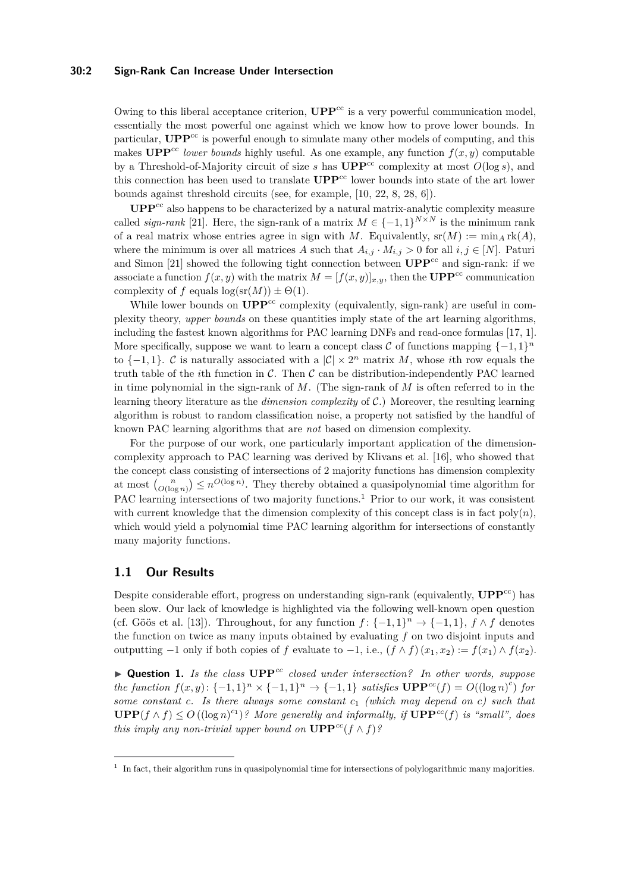Owing to this liberal acceptance criterion, $\mathbf{UPP}^{\text{cc}}$ is a very powerful communication model, essentially the most powerful one against which we know how to prove lower bounds. In particular, $\mathbf{UPP}^{\text{cc}}$ is powerful enough to simulate many other models of computing, and this makes $\mathbf{UPP}^{\text{cc}}$ *lower bounds* highly useful. As one example, any function $f(x, y)$ computable by a Threshold-of-Majority circuit of size $s$ has $\mathbf{UPP}^{\text{cc}}$ complexity at most $O(\log s)$, and this connection has been used to translate $\mathbf{UPP}^{\text{cc}}$ lower bounds into state of the art lower bounds against threshold circuits (see, for example, [10, 22, 8, 28, 6]).

$\mathbf{UPP}^{\text{cc}}$ also happens to be characterized by a natural matrix-analytic complexity measure called *sign-rank* [21]. Here, the sign-rank of a matrix $M \in \{-1, 1\}^{N \times N}$ is the minimum rank of a real matrix whose entries agree in sign with $M$. Equivalently, $\text{sr}(M) := \min_A \text{rk}(A)$, where the minimum is over all matrices $A$ such that $A_{i,j} \cdot M_{i,j} > 0$ for all $i, j \in [N]$. Paturi and Simon [21] showed the following tight connection between $\mathbf{UPP}^{\text{cc}}$ and sign-rank: if we associate a function $f(x, y)$ with the matrix $M = [f(x, y)]_{x,y}$, then the $\mathbf{UPP}^{\text{cc}}$ communication complexity of $f$ equals $\log(\text{sr}(M)) \pm \Theta(1)$.

While lower bounds on $\mathbf{UPP}^{\text{cc}}$ complexity (equivalently, sign-rank) are useful in complexity theory, *upper bounds* on these quantities imply state of the art learning algorithms, including the fastest known algorithms for PAC learning DNFs and read-once formulas [17, 1]. More specifically, suppose we want to learn a concept class $\mathcal{C}$ of functions mapping $\{-1, 1\}^n$ to $\{-1, 1\}$. $\mathcal{C}$ is naturally associated with a $|\mathcal{C}| \times 2^n$ matrix $M$, whose $i$th row equals the truth table of the $i$th function in $\mathcal{C}$. Then $\mathcal{C}$ can be distribution-independently PAC learned in time polynomial in the sign-rank of $M$. (The sign-rank of $M$ is often referred to in the learning theory literature as the *dimension complexity* of $\mathcal{C}$.) Moreover, the resulting learning algorithm is robust to random classification noise, a property not satisfied by the handful of known PAC learning algorithms that are *not* based on dimension complexity.

For the purpose of our work, one particularly important application of the dimension-complexity approach to PAC learning was derived by Klivans et al. [16], who showed that the concept class consisting of intersections of 2 majority functions has dimension complexity at most $\binom{n}{O(\log n)} \leq n^{O(\log n)}$. They thereby obtained a quasipolynomial time algorithm for PAC learning intersections of two majority functions.[1] Prior to our work, it was consistent with current knowledge that the dimension complexity of this concept class is in fact $\text{poly}(n)$, which would yield a polynomial time PAC learning algorithm for intersections of constantly many majority functions.

## 1.1 Our Results

Despite considerable effort, progress on understanding sign-rank (equivalently, $\mathbf{UPP}^{\text{cc}}$) has been slow. Our lack of knowledge is highlighted via the following well-known open question (cf. Göös et al. [13]). Throughout, for any function $f : \{-1, 1\}^n \to \{-1, 1\}$, $f \wedge f$ denotes the function on twice as many inputs obtained by evaluating $f$ on two disjoint inputs and outputting $-1$ only if both copies of $f$ evaluate to $-1$, i.e., $(f \wedge f)(x_1, x_2) := f(x_1) \wedge f(x_2)$.

► **Question 1.** *Is the class $\mathbf{UPP}^{cc}$ closed under intersection? In other words, suppose the function $f(x, y) : \{-1, 1\}^n \times \{-1, 1\}^n \to \{-1, 1\}$ satisfies $\mathbf{UPP}^{cc}(f) = O((\log n)^c)$ for some constant $c$. Is there always some constant $c_1$ (which may depend on $c$) such that $\mathbf{UPP}(f \wedge f) \leq O((\log n)^{c_1})$? More generally and informally, if $\mathbf{UPP}^{cc}(f)$ is "small", does this imply any non-trivial upper bound on $\mathbf{UPP}^{cc}(f \wedge f)$?*

[1] In fact, their algorithm runs in quasipolynomial time for intersections of polylogarithmic many majorities.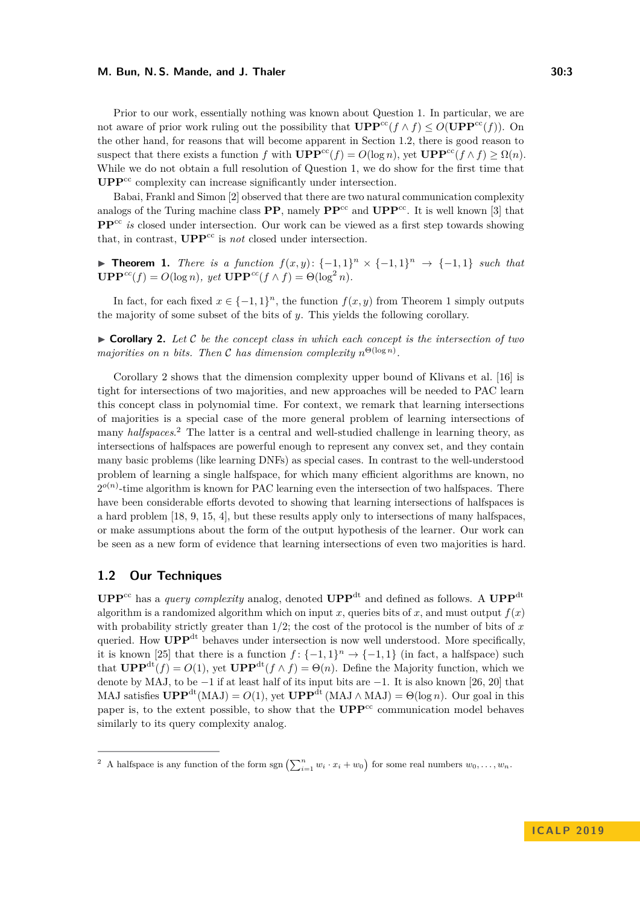Prior to our work, essentially nothing was known about Question 1. In particular, we are not aware of prior work ruling out the possibility that $\mathbf{UPP}^{\text{cc}}(f \wedge f) \leq O(\mathbf{UPP}^{\text{cc}}(f))$. On the other hand, for reasons that will become apparent in Section 1.2, there is good reason to suspect that there exists a function $f$ with $\mathbf{UPP}^{\text{cc}}(f) = O(\log n)$, yet $\mathbf{UPP}^{\text{cc}}(f \wedge f) \geq \Omega(n)$. While we do not obtain a full resolution of Question 1, we do show for the first time that $\mathbf{UPP}^{\text{cc}}$ complexity can increase significantly under intersection.

Babai, Frankl and Simon [2] observed that there are two natural communication complexity analogs of the Turing machine class **PP**, namely $\mathbf{PP}^{\text{cc}}$ and $\mathbf{UPP}^{\text{cc}}$. It is well known [3] that $\mathbf{PP}^{\text{cc}}$ *is* closed under intersection. Our work can be viewed as a first step towards showing that, in contrast, $\mathbf{UPP}^{\text{cc}}$ is *not* closed under intersection.

▶ **Theorem 1.** *There is a function $f(x, y) \colon \{-1, 1\}^n \times \{-1, 1\}^n \to \{-1, 1\}$ such that $\mathbf{UPP}^{cc}(f) = O(\log n)$, yet $\mathbf{UPP}^{cc}(f \wedge f) = \Theta(\log^2 n)$.*

In fact, for each fixed $x \in \{-1, 1\}^n$, the function $f(x, y)$ from Theorem 1 simply outputs the majority of some subset of the bits of $y$. This yields the following corollary.

▶ **Corollary 2.** *Let $\mathcal{C}$ be the concept class in which each concept is the intersection of two majorities on $n$ bits. Then $\mathcal{C}$ has dimension complexity $n^{\Theta(\log n)}$.*

Corollary 2 shows that the dimension complexity upper bound of Klivans et al. [16] is tight for intersections of two majorities, and new approaches will be needed to PAC learn this concept class in polynomial time. For context, we remark that learning intersections of majorities is a special case of the more general problem of learning intersections of many *halfspaces*.[2] The latter is a central and well-studied challenge in learning theory, as intersections of halfspaces are powerful enough to represent any convex set, and they contain many basic problems (like learning DNFs) as special cases. In contrast to the well-understood problem of learning a single halfspace, for which many efficient algorithms are known, no $2^{o(n)}$-time algorithm is known for PAC learning even the intersection of two halfspaces. There have been considerable efforts devoted to showing that learning intersections of halfspaces is a hard problem [18, 9, 15, 4], but these results apply only to intersections of many halfspaces, or make assumptions about the form of the output hypothesis of the learner. Our work can be seen as a new form of evidence that learning intersections of even two majorities is hard.

## 1.2 Our Techniques

$\mathbf{UPP}^{\text{cc}}$ has a *query complexity* analog, denoted $\mathbf{UPP}^{\text{dt}}$ and defined as follows. A $\mathbf{UPP}^{\text{dt}}$ algorithm is a randomized algorithm which on input $x$, queries bits of $x$, and must output $f(x)$ with probability strictly greater than $1/2$; the cost of the protocol is the number of bits of $x$ queried. How $\mathbf{UPP}^{\text{dt}}$ behaves under intersection is now well understood. More specifically, it is known [25] that there is a function $f \colon \{-1, 1\}^n \to \{-1, 1\}$ (in fact, a halfspace) such that $\mathbf{UPP}^{\text{dt}}(f) = O(1)$, yet $\mathbf{UPP}^{\text{dt}}(f \wedge f) = \Theta(n)$. Define the Majority function, which we denote by MAJ, to be $-1$ if at least half of its input bits are $-1$. It is also known [26, 20] that MAJ satisfies $\mathbf{UPP}^{\text{dt}}(\text{MAJ}) = O(1)$, yet $\mathbf{UPP}^{\text{dt}}(\text{MAJ} \wedge \text{MAJ}) = \Theta(\log n)$. Our goal in this paper is, to the extent possible, to show that the $\mathbf{UPP}^{\text{cc}}$ communication model behaves similarly to its query complexity analog.

[2] A halfspace is any function of the form $\operatorname{sgn}\left(\sum_{i=1}^{n} w_i \cdot x_i + w_0\right)$ for some real numbers $w_0, \ldots, w_n$.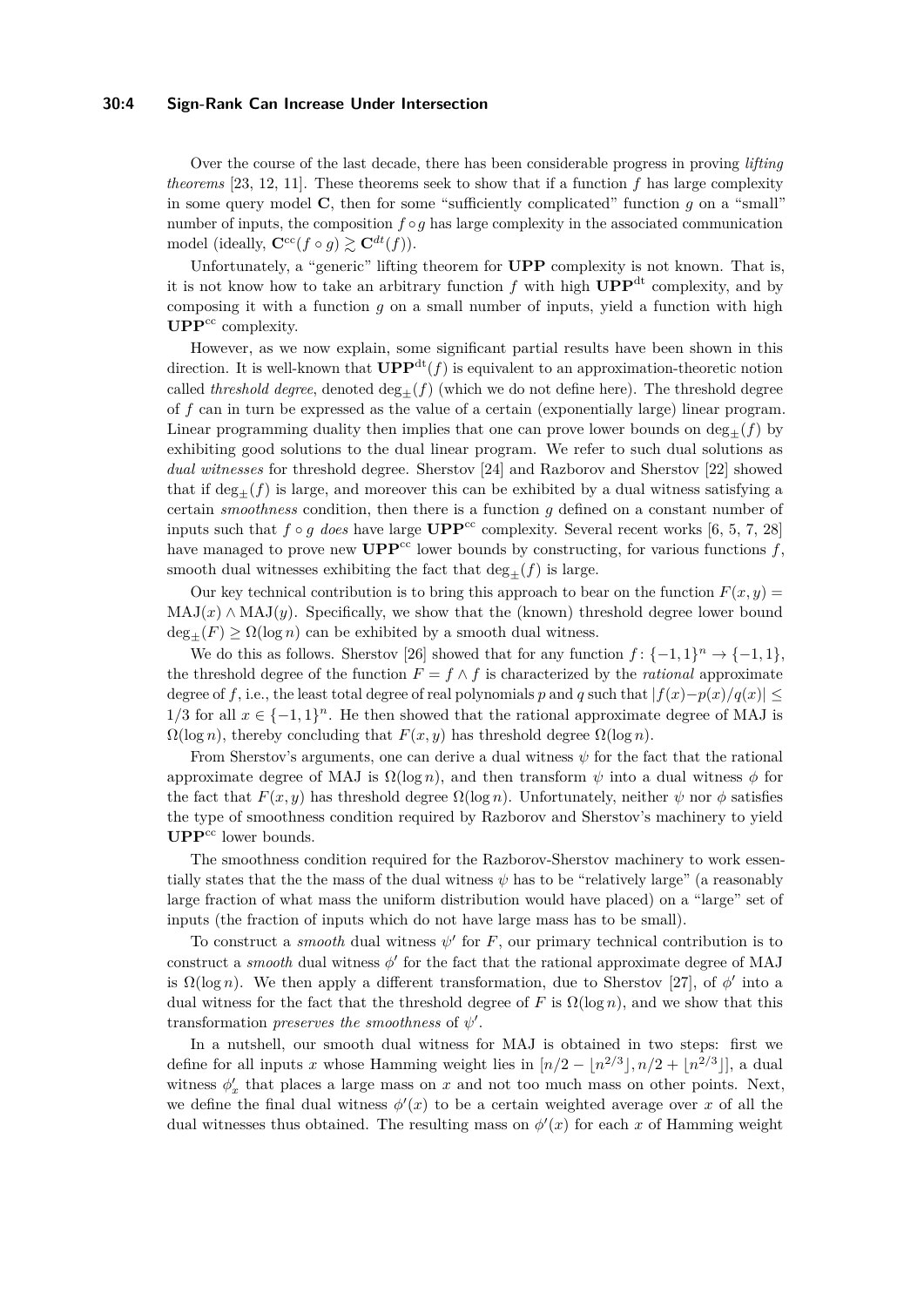Over the course of the last decade, there has been considerable progress in proving *lifting theorems* [23, 12, 11]. These theorems seek to show that if a function $f$ has large complexity in some query model $\mathbf{C}$, then for some "sufficiently complicated" function $g$ on a "small" number of inputs, the composition $f \circ g$ has large complexity in the associated communication model (ideally, $\mathbf{C}^{cc}(f \circ g) \gtrsim \mathbf{C}^{dt}(f)$).

Unfortunately, a "generic" lifting theorem for **UPP** complexity is not known. That is, it is not know how to take an arbitrary function $f$ with high $\mathbf{UPP}^{\text{dt}}$ complexity, and by composing it with a function $g$ on a small number of inputs, yield a function with high $\mathbf{UPP}^{\text{cc}}$ complexity.

However, as we now explain, some significant partial results have been shown in this direction. It is well-known that $\mathbf{UPP}^{\text{dt}}(f)$ is equivalent to an approximation-theoretic notion called *threshold degree*, denoted $\deg_{\pm}(f)$ (which we do not define here). The threshold degree of $f$ can in turn be expressed as the value of a certain (exponentially large) linear program. Linear programming duality then implies that one can prove lower bounds on $\deg_{\pm}(f)$ by exhibiting good solutions to the dual linear program. We refer to such dual solutions as *dual witnesses* for threshold degree. Sherstov [24] and Razborov and Sherstov [22] showed that if $\deg_{\pm}(f)$ is large, and moreover this can be exhibited by a dual witness satisfying a certain *smoothness* condition, then there is a function $g$ defined on a constant number of inputs such that $f \circ g$ *does* have large $\mathbf{UPP}^{\text{cc}}$ complexity. Several recent works [6, 5, 7, 28] have managed to prove new $\mathbf{UPP}^{\text{cc}}$ lower bounds by constructing, for various functions $f$, smooth dual witnesses exhibiting the fact that $\deg_{\pm}(f)$ is large.

Our key technical contribution is to bring this approach to bear on the function $F(x, y) = \text{MAJ}(x) \wedge \text{MAJ}(y)$. Specifically, we show that the (known) threshold degree lower bound $\deg_{\pm}(F) \geq \Omega(\log n)$ can be exhibited by a smooth dual witness.

We do this as follows. Sherstov [26] showed that for any function $f \colon \{-1, 1\}^n \to \{-1, 1\}$, the threshold degree of the function $F = f \wedge f$ is characterized by the *rational* approximate degree of $f$, i.e., the least total degree of real polynomials $p$ and $q$ such that $|f(x) - p(x)/q(x)| \leq 1/3$ for all $x \in \{-1, 1\}^n$. He then showed that the rational approximate degree of MAJ is $\Omega(\log n)$, thereby concluding that $F(x, y)$ has threshold degree $\Omega(\log n)$.

From Sherstov's arguments, one can derive a dual witness $\psi$ for the fact that the rational approximate degree of MAJ is $\Omega(\log n)$, and then transform $\psi$ into a dual witness $\phi$ for the fact that $F(x, y)$ has threshold degree $\Omega(\log n)$. Unfortunately, neither $\psi$ nor $\phi$ satisfies the type of smoothness condition required by Razborov and Sherstov's machinery to yield $\mathbf{UPP}^{\text{cc}}$ lower bounds.

The smoothness condition required for the Razborov-Sherstov machinery to work essentially states that the the mass of the dual witness $\psi$ has to be "relatively large" (a reasonably large fraction of what mass the uniform distribution would have placed) on a "large" set of inputs (the fraction of inputs which do not have large mass has to be small).

To construct a *smooth* dual witness $\psi'$ for $F$, our primary technical contribution is to construct a *smooth* dual witness $\phi'$ for the fact that the rational approximate degree of MAJ is $\Omega(\log n)$. We then apply a different transformation, due to Sherstov [27], of $\phi'$ into a dual witness for the fact that the threshold degree of $F$ is $\Omega(\log n)$, and we show that this transformation *preserves the smoothness* of $\psi'$.

In a nutshell, our smooth dual witness for MAJ is obtained in two steps: first we define for all inputs $x$ whose Hamming weight lies in $[n/2 - \lfloor n^{2/3} \rfloor, n/2 + \lfloor n^{2/3} \rfloor]$, a dual witness $\phi'_x$ that places a large mass on $x$ and not too much mass on other points. Next, we define the final dual witness $\phi'(x)$ to be a certain weighted average over $x$ of all the dual witnesses thus obtained. The resulting mass on $\phi'(x)$ for each $x$ of Hamming weight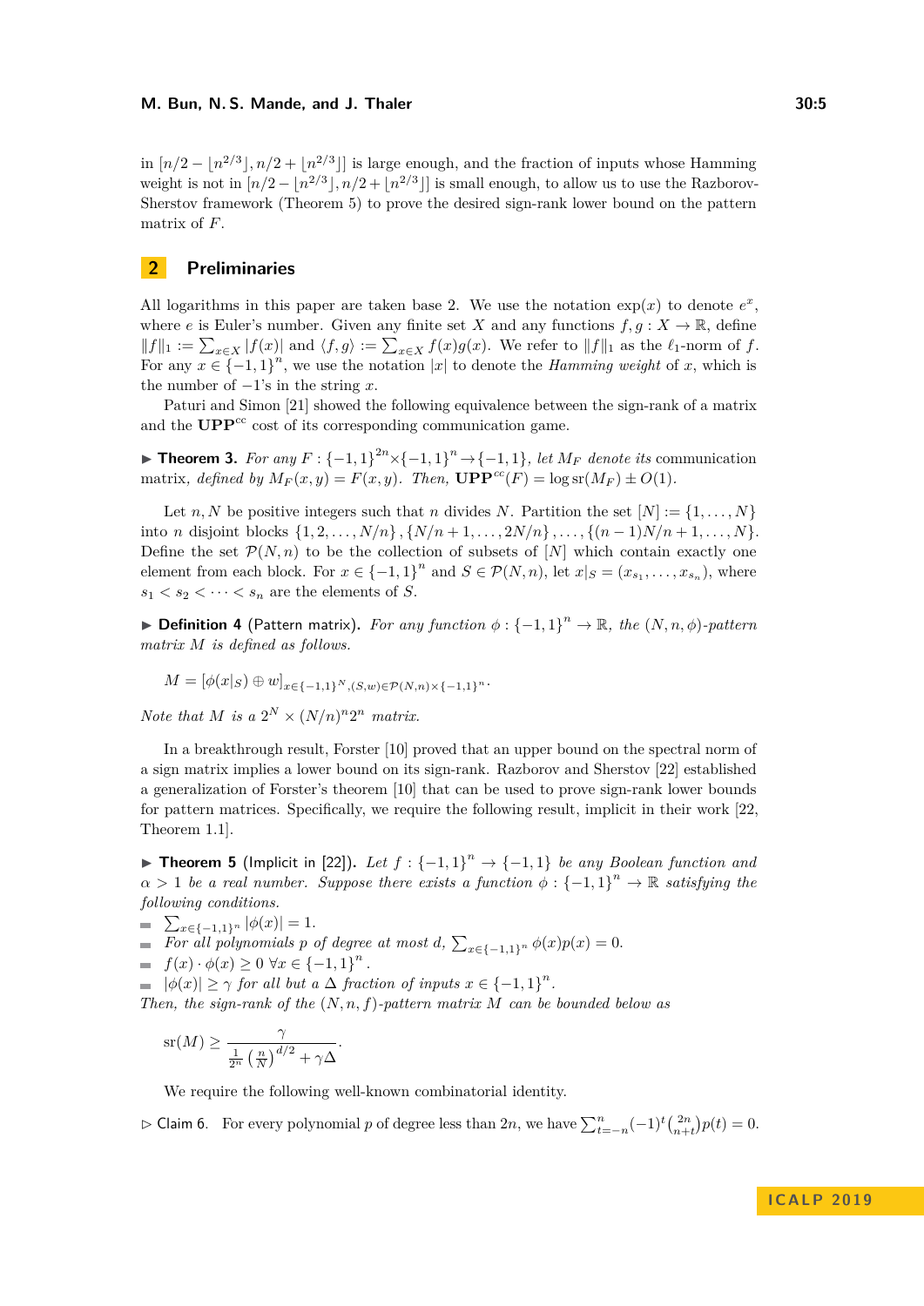in $[n/2 - \lfloor n^{2/3} \rfloor, n/2 + \lfloor n^{2/3} \rfloor]$ is large enough, and the fraction of inputs whose Hamming weight is not in $[n/2 - \lfloor n^{2/3} \rfloor, n/2 + \lfloor n^{2/3} \rfloor]$ is small enough, to allow us to use the Razborov-Sherstov framework (Theorem 5) to prove the desired sign-rank lower bound on the pattern matrix of $F$.

## 2 Preliminaries

All logarithms in this paper are taken base 2. We use the notation $\exp(x)$ to denote $e^x$, where $e$ is Euler's number. Given any finite set $X$ and any functions $f, g : X \to \mathbb{R}$, define $\|f\|_1 := \sum_{x \in X} |f(x)|$ and $\langle f, g \rangle := \sum_{x \in X} f(x)g(x)$. We refer to $\|f\|_1$ as the $\ell_1$-norm of $f$. For any $x \in \{-1,1\}^n$, we use the notation $|x|$ to denote the *Hamming weight* of $x$, which is the number of $-1$'s in the string $x$.

Paturi and Simon [21] showed the following equivalence between the sign-rank of a matrix and the $\mathbf{UPP}^{cc}$ cost of its corresponding communication game.

▶ **Theorem 3.** *For any $F : \{-1,1\}^{2n} \times \{-1,1\}^n \to \{-1,1\}$, let $M_F$ denote its* communication matrix*, defined by $M_F(x,y) = F(x,y)$. Then, $\mathbf{UPP}^{cc}(F) = \log \mathrm{sr}(M_F) \pm O(1)$.*

Let $n, N$ be positive integers such that $n$ divides $N$. Partition the set $[N] := \{1, \ldots, N\}$ into $n$ disjoint blocks $\{1, 2, \ldots, N/n\}, \{N/n + 1, \ldots, 2N/n\}, \ldots, \{(n-1)N/n + 1, \ldots, N\}$. Define the set $\mathcal{P}(N,n)$ to be the collection of subsets of $[N]$ which contain exactly one element from each block. For $x \in \{-1,1\}^n$ and $S \in \mathcal{P}(N,n)$, let $x|_S = (x_{s_1}, \ldots, x_{s_n})$, where $s_1 < s_2 < \cdots < s_n$ are the elements of $S$.

▶ **Definition 4** (Pattern matrix). *For any function $\phi : \{-1,1\}^n \to \mathbb{R}$, the $(N, n, \phi)$-pattern matrix $M$ is defined as follows.*

$$M = [\phi(x|_S) \oplus w]_{x \in \{-1,1\}^N, (S,w) \in \mathcal{P}(N,n) \times \{-1,1\}^n}.$$

*Note that $M$ is a $2^N \times (N/n)^n 2^n$ matrix.*

In a breakthrough result, Forster [10] proved that an upper bound on the spectral norm of a sign matrix implies a lower bound on its sign-rank. Razborov and Sherstov [22] established a generalization of Forster's theorem [10] that can be used to prove sign-rank lower bounds for pattern matrices. Specifically, we require the following result, implicit in their work [22, Theorem 1.1].

▶ **Theorem 5** (Implicit in [22]). *Let $f : \{-1,1\}^n \to \{-1,1\}$ be any Boolean function and $\alpha > 1$ be a real number. Suppose there exists a function $\phi : \{-1,1\}^n \to \mathbb{R}$ satisfying the following conditions.*

- $\sum_{x \in \{-1,1\}^n} |\phi(x)| = 1$.
- *For all polynomials $p$ of degree at most $d$, $\sum_{x \in \{-1,1\}^n} \phi(x)p(x) = 0$.*
- $f(x) \cdot \phi(x) \geq 0 \ \forall x \in \{-1,1\}^n$.
- *$|\phi(x)| \geq \gamma$ for all but a $\Delta$ fraction of inputs $x \in \{-1,1\}^n$.*

*Then, the sign-rank of the $(N, n, f)$-pattern matrix $M$ can be bounded below as*

$$\mathrm{sr}(M) \geq \frac{\gamma}{\frac{1}{2^n}\left(\frac{n}{N}\right)^{d/2} + \gamma\Delta}.$$

We require the following well-known combinatorial identity.

▷ Claim 6. For every polynomial $p$ of degree less than $2n$, we have $\sum_{t=-n}^{n} (-1)^t \binom{2n}{n+t} p(t) = 0$.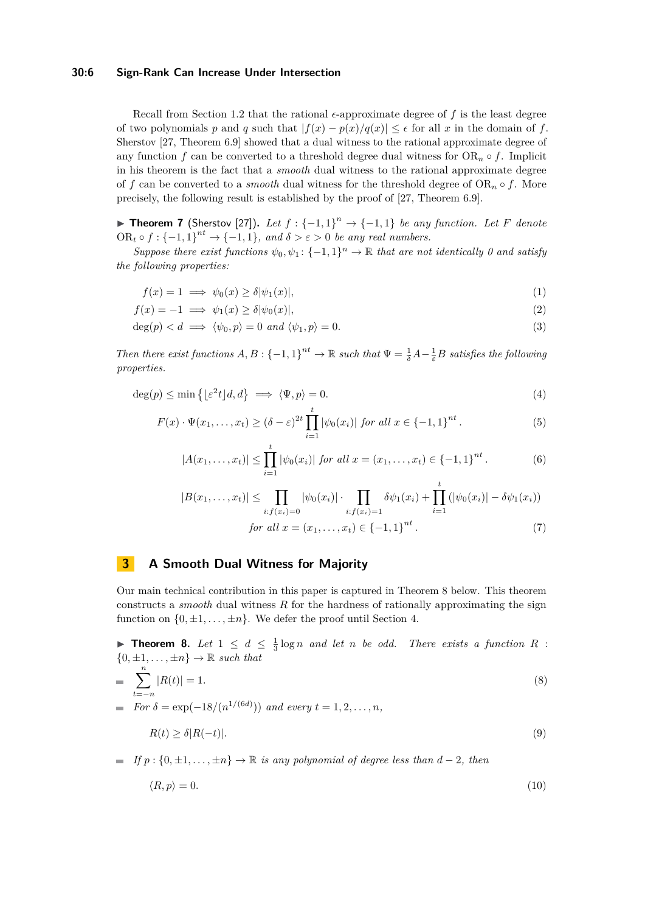Recall from Section 1.2 that the rational $\epsilon$-approximate degree of $f$ is the least degree of two polynomials $p$ and $q$ such that $|f(x) - p(x)/q(x)| \leq \epsilon$ for all $x$ in the domain of $f$. Sherstov [27, Theorem 6.9] showed that a dual witness to the rational approximate degree of any function $f$ can be converted to a threshold degree dual witness for $\mathrm{OR}_n \circ f$. Implicit in his theorem is the fact that a *smooth* dual witness to the rational approximate degree of $f$ can be converted to a *smooth* dual witness for the threshold degree of $\mathrm{OR}_n \circ f$. More precisely, the following result is established by the proof of [27, Theorem 6.9].

▶ **Theorem 7** (Sherstov [27]). *Let $f : \{-1,1\}^n \to \{-1,1\}$ be any function. Let $F$ denote $\mathrm{OR}_t \circ f : \{-1,1\}^{nt} \to \{-1,1\}$, and $\delta > \varepsilon > 0$ be any real numbers.*

*Suppose there exist functions $\psi_0, \psi_1 \colon \{-1,1\}^n \to \mathbb{R}$ that are not identically 0 and satisfy the following properties:*

$$f(x) = 1 \implies \psi_0(x) \geq \delta|\psi_1(x)|, \tag{1}$$

$$f(x) = -1 \implies \psi_1(x) \geq \delta|\psi_0(x)|, \tag{2}$$

$$\deg(p) < d \implies \langle \psi_0, p\rangle = 0 \text{ and } \langle \psi_1, p\rangle = 0. \tag{3}$$

*Then there exist functions $A, B : \{-1,1\}^{nt} \to \mathbb{R}$ such that $\Psi = \frac{1}{\delta}A - \frac{1}{\varepsilon}B$ satisfies the following properties.*

$$\deg(p) \leq \min\left\{\lfloor \varepsilon^2 t\rfloor d, d\right\} \implies \langle \Psi, p\rangle = 0. \tag{4}$$

$$F(x) \cdot \Psi(x_1, \ldots, x_t) \geq (\delta - \varepsilon)^{2t} \prod_{i=1}^{t} |\psi_0(x_i)| \text{ for all } x \in \{-1,1\}^{nt}. \tag{5}$$

$$|A(x_1, \ldots, x_t)| \leq \prod_{i=1}^{t} |\psi_0(x_i)| \text{ for all } x = (x_1, \ldots, x_t) \in \{-1,1\}^{nt}. \tag{6}$$

$$|B(x_1, \ldots, x_t)| \leq \prod_{i : f(x_i) = 0} |\psi_0(x_i)| \cdot \prod_{i : f(x_i) = 1} \delta\psi_1(x_i) + \prod_{i=1}^{t} (|\psi_0(x_i)| - \delta\psi_1(x_i))$$
$$\text{for all } x = (x_1, \ldots, x_t) \in \{-1,1\}^{nt}. \tag{7}$$

## 3 A Smooth Dual Witness for Majority

Our main technical contribution in this paper is captured in Theorem 8 below. This theorem constructs a *smooth* dual witness $R$ for the hardness of rationally approximating the sign function on $\{0, \pm 1, \ldots, \pm n\}$. We defer the proof until Section 4.

▶ **Theorem 8.** *Let $1 \leq d \leq \frac{1}{3}\log n$ and let $n$ be odd. There exists a function $R$ : $\{0, \pm 1, \ldots, \pm n\} \to \mathbb{R}$ such that*

- $$\sum_{t=-n}^{n} |R(t)| = 1. \tag{8}$$
- *For $\delta = \exp(-18/(n^{1/(6d)}))$ and every $t = 1, 2, \ldots, n$,*

$$R(t) \geq \delta|R(-t)|. \tag{9}$$

- *If $p : \{0, \pm 1, \ldots, \pm n\} \to \mathbb{R}$ is any polynomial of degree less than $d - 2$, then*

$$\langle R, p\rangle = 0. \tag{10}$$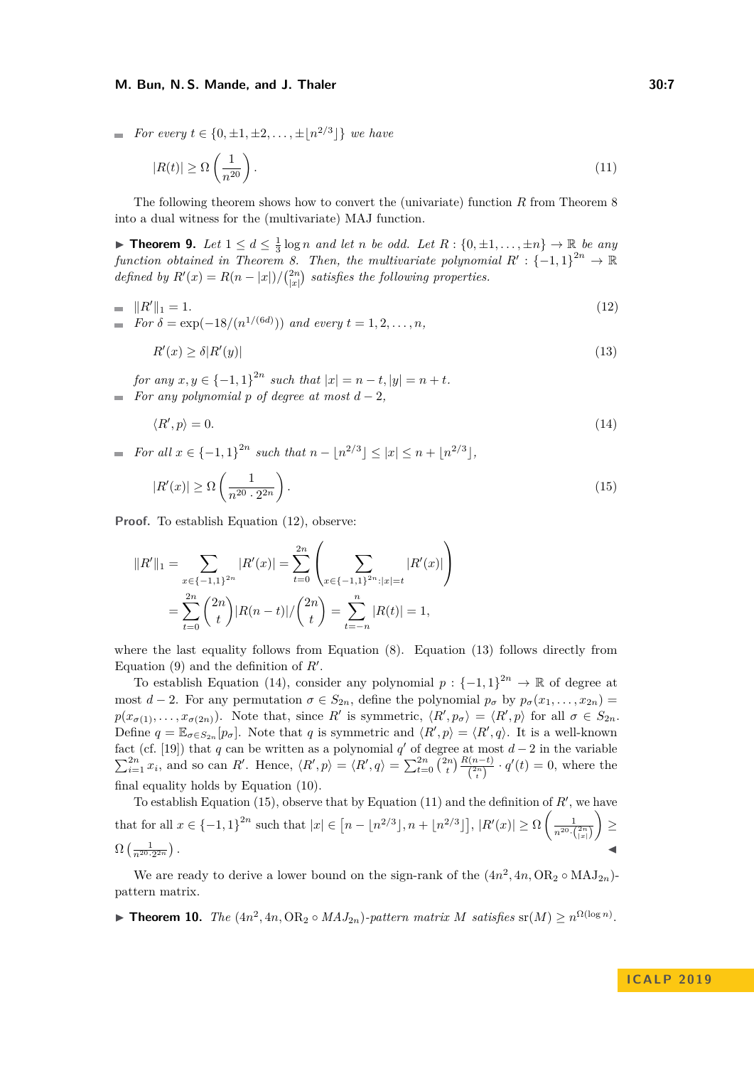- For every $t \in \{0, \pm 1, \pm 2, \ldots, \pm \lfloor n^{2/3} \rfloor\}$ we have

$$|R(t)| \geq \Omega\left(\frac{1}{n^{20}}\right). \tag{11}$$

The following theorem shows how to convert the (univariate) function $R$ from Theorem 8 into a dual witness for the (multivariate) MAJ function.

▶ **Theorem 9.** *Let $1 \leq d \leq \frac{1}{3}\log n$ and let $n$ be odd. Let $R : \{0, \pm 1, \ldots, \pm n\} \to \mathbb{R}$ be any function obtained in Theorem 8. Then, the multivariate polynomial $R' : \{-1,1\}^{2n} \to \mathbb{R}$ defined by $R'(x) = R(n - |x|)/\binom{2n}{|x|}$ satisfies the following properties.*

- $\|R'\|_1 = 1.$ $\quad (12)$
- For $\delta = \exp(-18/(n^{1/(6d)}))$ and every $t = 1, 2, \ldots, n$,

$$R'(x) \geq \delta |R'(y)| \tag{13}$$

for any $x, y \in \{-1,1\}^{2n}$ such that $|x| = n - t, |y| = n + t$.
- For any polynomial $p$ of degree at most $d - 2$,

$$\langle R', p \rangle = 0. \tag{14}$$

- For all $x \in \{-1,1\}^{2n}$ such that $n - \lfloor n^{2/3} \rfloor \leq |x| \leq n + \lfloor n^{2/3} \rfloor$,

$$|R'(x)| \geq \Omega\left(\frac{1}{n^{20} \cdot 2^{2n}}\right). \tag{15}$$

**Proof.** To establish Equation (12), observe:

$$\|R'\|_1 = \sum_{x \in \{-1,1\}^{2n}} |R'(x)| = \sum_{t=0}^{2n} \left( \sum_{x \in \{-1,1\}^{2n} : |x| = t} |R'(x)| \right)$$
$$= \sum_{t=0}^{2n} \binom{2n}{t} |R(n-t)| / \binom{2n}{t} = \sum_{t=-n}^{n} |R(t)| = 1,$$

where the last equality follows from Equation (8). Equation (13) follows directly from Equation (9) and the definition of $R'$.

To establish Equation (14), consider any polynomial $p : \{-1,1\}^{2n} \to \mathbb{R}$ of degree at most $d - 2$. For any permutation $\sigma \in S_{2n}$, define the polynomial $p_\sigma$ by $p_\sigma(x_1, \ldots, x_{2n}) = p(x_{\sigma(1)}, \ldots, x_{\sigma(2n)})$. Note that, since $R'$ is symmetric, $\langle R', p_\sigma \rangle = \langle R', p \rangle$ for all $\sigma \in S_{2n}$. Define $q = \mathbb{E}_{\sigma \in S_{2n}}[p_\sigma]$. Note that $q$ is symmetric and $\langle R', p \rangle = \langle R', q \rangle$. It is a well-known fact (cf. [19]) that $q$ can be written as a polynomial $q'$ of degree at most $d - 2$ in the variable $\sum_{i=1}^{2n} x_i$, and so can $R'$. Hence, $\langle R', p \rangle = \langle R', q \rangle = \sum_{t=0}^{2n} \binom{2n}{t} \frac{R(n-t)}{\binom{2n}{t}} \cdot q'(t) = 0$, where the final equality holds by Equation (10).

To establish Equation (15), observe that by Equation (11) and the definition of $R'$, we have that for all $x \in \{-1,1\}^{2n}$ such that $|x| \in \left[n - \lfloor n^{2/3} \rfloor, n + \lfloor n^{2/3} \rfloor\right]$, $|R'(x)| \geq \Omega\left(\frac{1}{n^{20} \cdot \binom{2n}{|x|}}\right) \geq \Omega\left(\frac{1}{n^{20} \cdot 2^{2n}}\right)$. ◀

We are ready to derive a lower bound on the sign-rank of the $(4n^2, 4n, \mathrm{OR}_2 \circ \mathrm{MAJ}_{2n})$-pattern matrix.

▶ **Theorem 10.** *The $(4n^2, 4n, \mathrm{OR}_2 \circ MAJ_{2n})$-pattern matrix $M$ satisfies $\mathrm{sr}(M) \geq n^{\Omega(\log n)}$.*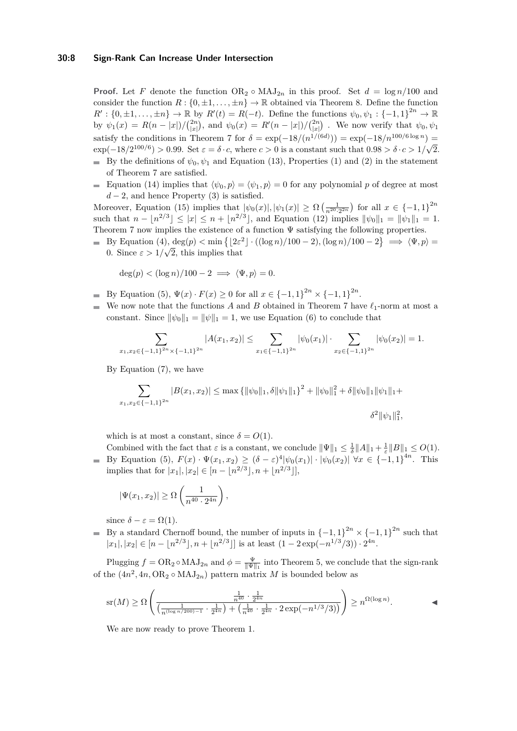**Proof.** Let $F$ denote the function $\mathrm{OR}_2 \circ \mathrm{MAJ}_{2n}$ in this proof. Set $d = \log n/100$ and consider the function $R : \{0, \pm 1, \ldots, \pm n\} \to \mathbb{R}$ obtained via Theorem 8. Define the function $R' : \{0, \pm 1, \ldots, \pm n\} \to \mathbb{R}$ by $R'(t) = R(-t)$. Define the functions $\psi_0, \psi_1 : \{-1,1\}^{2n} \to \mathbb{R}$ by $\psi_1(x) = R(n - |x|)/\binom{2n}{|x|}$, and $\psi_0(x) = R'(n - |x|)/\binom{2n}{|x|}$ . We now verify that $\psi_0, \psi_1$ satisfy the conditions in Theorem 7 for $\delta = \exp(-18/(n^{1/(6d)})) = \exp(-18/n^{100/6 \log n}) = \exp(-18/2^{100/6}) > 0.99$. Set $\varepsilon = \delta \cdot c$, where $c > 0$ is a constant such that $0.98 > \delta \cdot c > 1/\sqrt{2}$.

- By the definitions of $\psi_0, \psi_1$ and Equation (13), Properties (1) and (2) in the statement of Theorem 7 are satisfied.
- Equation (14) implies that $\langle \psi_0, p \rangle = \langle \psi_1, p \rangle = 0$ for any polynomial $p$ of degree at most $d - 2$, and hence Property (3) is satisfied.

Moreover, Equation (15) implies that $|\psi_0(x)|, |\psi_1(x)| \geq \Omega\left(\frac{1}{n^{20} \cdot 2^{2n}}\right)$ for all $x \in \{-1,1\}^{2n}$ such that $n - \lfloor n^{2/3} \rfloor \leq |x| \leq n + \lfloor n^{2/3} \rfloor$, and Equation (12) implies $\|\psi_0\|_1 = \|\psi_1\|_1 = 1$. Theorem 7 now implies the existence of a function $\Psi$ satisfying the following properties.

- By Equation (4), $\deg(p) < \min\left\{\lfloor 2\varepsilon^2 \rfloor \cdot ((\log n)/100 - 2), (\log n)/100 - 2\right\} \implies \langle \Psi, p \rangle = 0$. Since $\varepsilon > 1/\sqrt{2}$, this implies that

  $$\deg(p) < (\log n)/100 - 2 \implies \langle \Psi, p \rangle = 0.$$

- By Equation (5), $\Psi(x) \cdot F(x) \geq 0$ for all $x \in \{-1,1\}^{2n} \times \{-1,1\}^{2n}$.
- We now note that the functions $A$ and $B$ obtained in Theorem 7 have $\ell_1$-norm at most a constant. Since $\|\psi_0\|_1 = \|\psi\|_1 = 1$, we use Equation (6) to conclude that

  $$\sum_{x_1, x_2 \in \{-1,1\}^{2n} \times \{-1,1\}^{2n}} |A(x_1, x_2)| \leq \sum_{x_1 \in \{-1,1\}^{2n}} |\psi_0(x_1)| \cdot \sum_{x_2 \in \{-1,1\}^{2n}} |\psi_0(x_2)| = 1.$$

  By Equation (7), we have

  $$\sum_{x_1, x_2 \in \{-1,1\}^{2n}} |B(x_1, x_2)| \leq \max\left\{\|\psi_0\|_1, \delta\|\psi_1\|_1\right\}^2 + \|\psi_0\|_1^2 + \delta\|\psi_0\|_1\|\psi_1\|_1 + \delta^2\|\psi_1\|_1^2,$$

  which is at most a constant, since $\delta = O(1)$.

  Combined with the fact that $\varepsilon$ is a constant, we conclude $\|\Psi\|_1 \leq \frac{1}{\delta}\|A\|_1 + \frac{1}{\varepsilon}\|B\|_1 \leq O(1)$.
- By Equation (5), $F(x) \cdot \Psi(x_1, x_2) \geq (\delta - \varepsilon)^4 |\psi_0(x_1)| \cdot |\psi_0(x_2)| \; \forall x \in \{-1,1\}^{4n}$. This implies that for $|x_1|, |x_2| \in [n - \lfloor n^{2/3} \rfloor, n + \lfloor n^{2/3} \rfloor]$,

  $$|\Psi(x_1, x_2)| \geq \Omega\left(\frac{1}{n^{40} \cdot 2^{4n}}\right),$$

  since $\delta - \varepsilon = \Omega(1)$.
- By a standard Chernoff bound, the number of inputs in $\{-1,1\}^{2n} \times \{-1,1\}^{2n}$ such that $|x_1|, |x_2| \in [n - \lfloor n^{2/3} \rfloor, n + \lfloor n^{2/3} \rfloor]$ is at least $(1 - 2\exp(-n^{1/3}/3)) \cdot 2^{4n}$.

Plugging $f = \mathrm{OR}_2 \circ \mathrm{MAJ}_{2n}$ and $\phi = \frac{\Psi}{\|\Psi\|_1}$ into Theorem 5, we conclude that the sign-rank of the $(4n^2, 4n, \mathrm{OR}_2 \circ \mathrm{MAJ}_{2n})$ pattern matrix $M$ is bounded below as

$$\mathrm{sr}(M) \geq \Omega\left(\frac{\frac{1}{n^{40}} \cdot \frac{1}{2^{4n}}}{\left(\frac{1}{n^{(\log n/200)-1}} \cdot \frac{1}{2^{4n}}\right) + \left(\frac{1}{n^{40}} \cdot \frac{1}{2^{4n}} \cdot 2\exp(-n^{1/3}/3)\right)}\right) \geq n^{\Omega(\log n)}.$$

◀

We are now ready to prove Theorem 1.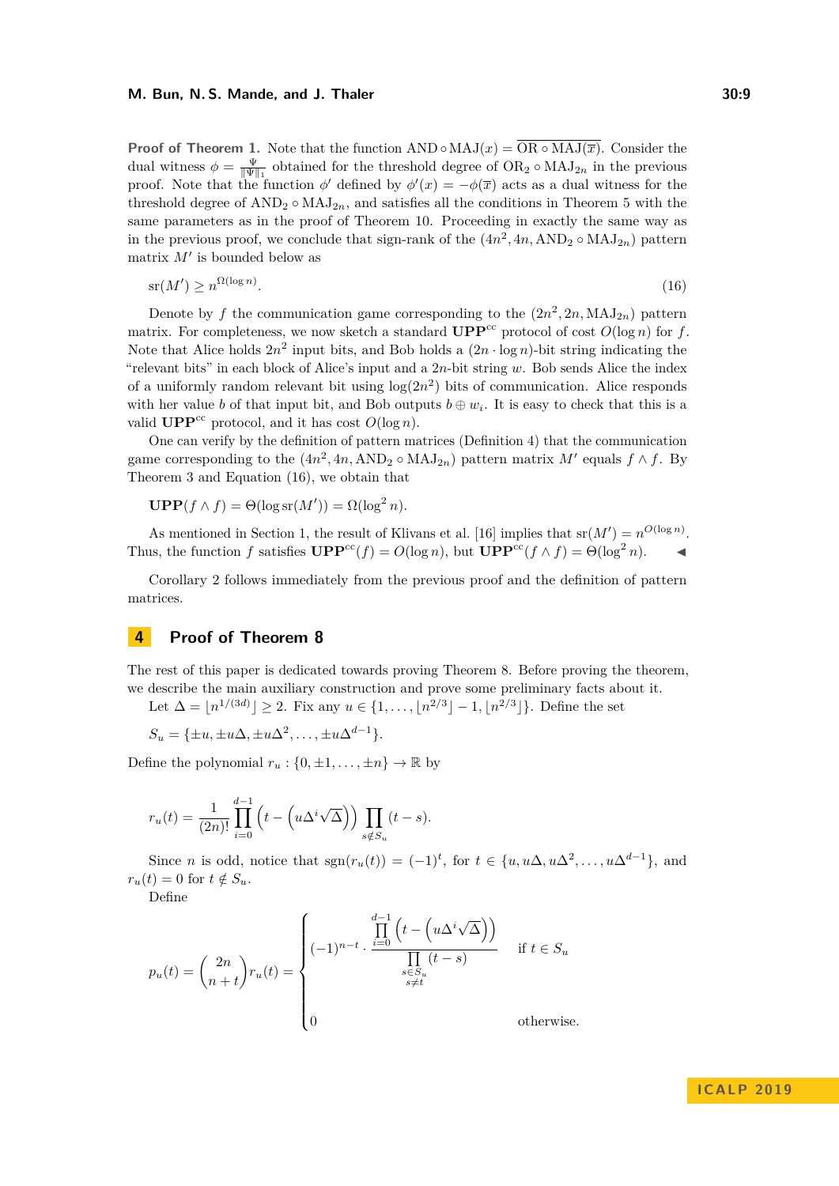**Proof of Theorem 1.** Note that the function $\text{AND} \circ \text{MAJ}(x) = \overline{\text{OR} \circ \text{MAJ}(\overline{x})}$. Consider the dual witness $\phi = \frac{\Psi}{\|\Psi\|_1}$ obtained for the threshold degree of $\text{OR}_2 \circ \text{MAJ}_{2n}$ in the previous proof. Note that the function $\phi'$ defined by $\phi'(x) = -\phi(\overline{x})$ acts as a dual witness for the threshold degree of $\text{AND}_2 \circ \text{MAJ}_{2n}$, and satisfies all the conditions in Theorem 5 with the same parameters as in the proof of Theorem 10. Proceeding in exactly the same way as in the previous proof, we conclude that sign-rank of the $(4n^2, 4n, \text{AND}_2 \circ \text{MAJ}_{2n})$ pattern matrix $M'$ is bounded below as

$$\text{sr}(M') \geq n^{\Omega(\log n)}. \tag{16}$$

Denote by $f$ the communication game corresponding to the $(2n^2, 2n, \text{MAJ}_{2n})$ pattern matrix. For completeness, we now sketch a standard $\mathbf{UPP}^{\text{cc}}$ protocol of cost $O(\log n)$ for $f$. Note that Alice holds $2n^2$ input bits, and Bob holds a $(2n \cdot \log n)$-bit string indicating the "relevant bits" in each block of Alice's input and a $2n$-bit string $w$. Bob sends Alice the index of a uniformly random relevant bit using $\log(2n^2)$ bits of communication. Alice responds with her value $b$ of that input bit, and Bob outputs $b \oplus w_i$. It is easy to check that this is a valid $\mathbf{UPP}^{\text{cc}}$ protocol, and it has cost $O(\log n)$.

One can verify by the definition of pattern matrices (Definition 4) that the communication game corresponding to the $(4n^2, 4n, \text{AND}_2 \circ \text{MAJ}_{2n})$ pattern matrix $M'$ equals $f \wedge f$. By Theorem 3 and Equation (16), we obtain that

$$\mathbf{UPP}(f \wedge f) = \Theta(\log \text{sr}(M')) = \Omega(\log^2 n).$$

As mentioned in Section 1, the result of Klivans et al. [16] implies that $\text{sr}(M') = n^{O(\log n)}$. Thus, the function $f$ satisfies $\mathbf{UPP}^{\text{cc}}(f) = O(\log n)$, but $\mathbf{UPP}^{\text{cc}}(f \wedge f) = \Theta(\log^2 n)$. ◂

Corollary 2 follows immediately from the previous proof and the definition of pattern matrices.

## 4 Proof of Theorem 8

The rest of this paper is dedicated towards proving Theorem 8. Before proving the theorem, we describe the main auxiliary construction and prove some preliminary facts about it.

Let $\Delta = \lfloor n^{1/(3d)} \rfloor \geq 2$. Fix any $u \in \{1, \ldots, \lfloor n^{2/3} \rfloor - 1, \lfloor n^{2/3} \rfloor\}$. Define the set

$$S_u = \{\pm u, \pm u\Delta, \pm u\Delta^2, \ldots, \pm u\Delta^{d-1}\}.$$

Define the polynomial $r_u : \{0, \pm 1, \ldots, \pm n\} \to \mathbb{R}$ by

$$r_u(t) = \frac{1}{(2n)!} \prod_{i=0}^{d-1} \left(t - \left(u\Delta^i \sqrt{\Delta}\right)\right) \prod_{s \notin S_u} (t - s).$$

Since $n$ is odd, notice that $\text{sgn}(r_u(t)) = (-1)^t$, for $t \in \{u, u\Delta, u\Delta^2, \ldots, u\Delta^{d-1}\}$, and $r_u(t) = 0$ for $t \notin S_u$.

Define

$$p_u(t) = \binom{2n}{n+t} r_u(t) = \begin{cases} (-1)^{n-t} \cdot \dfrac{\prod_{i=0}^{d-1} \left(t - \left(u\Delta^i \sqrt{\Delta}\right)\right)}{\prod_{\substack{s \in S_u \\ s \neq t}} (t - s)} & \text{if } t \in S_u \\[2em] 0 & \text{otherwise.} \end{cases}$$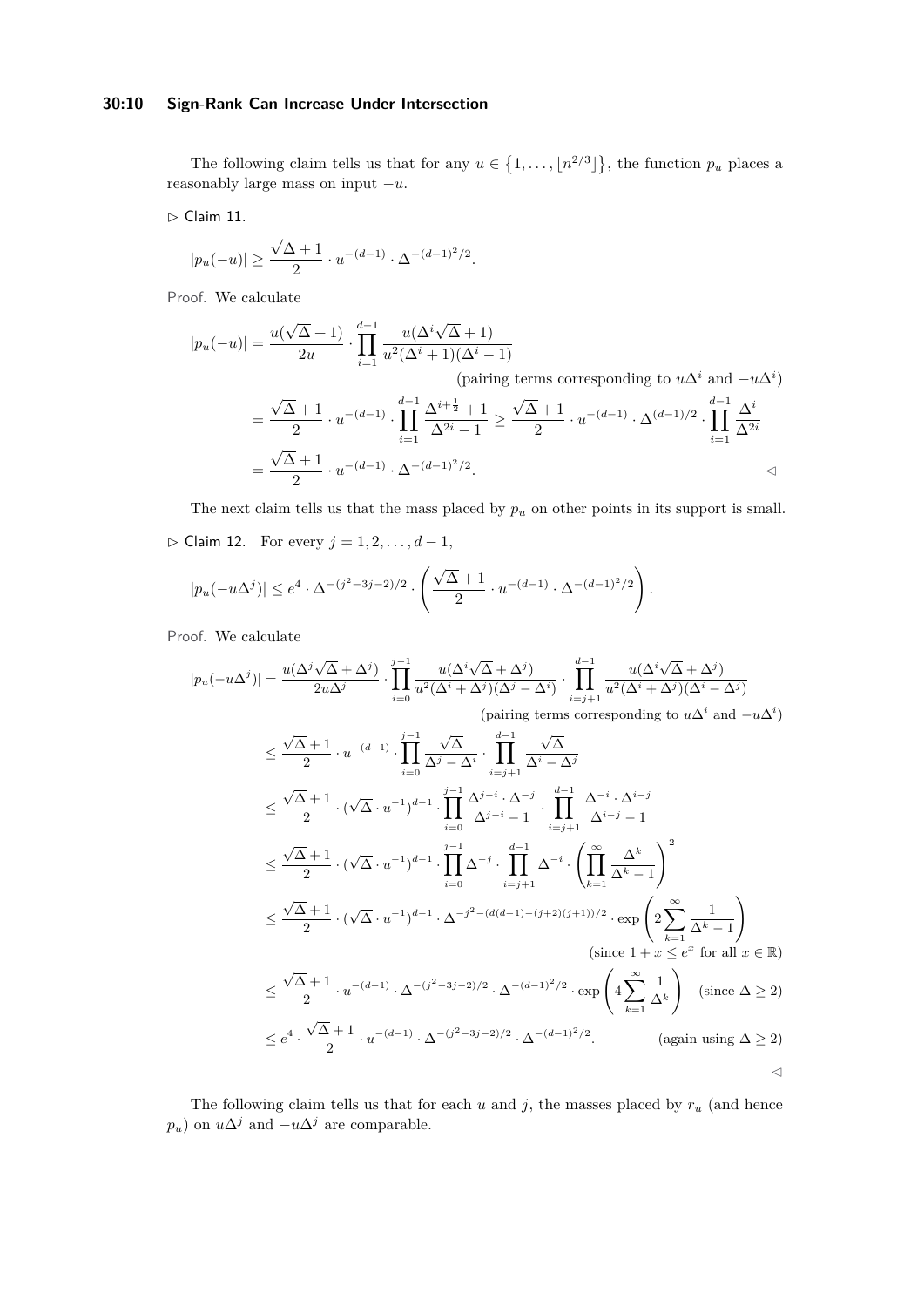The following claim tells us that for any $u \in \{1, \ldots, \lfloor n^{2/3} \rfloor\}$, the function $p_u$ places a reasonably large mass on input $-u$.

▷ Claim 11.

$$|p_u(-u)| \geq \frac{\sqrt{\Delta}+1}{2} \cdot u^{-(d-1)} \cdot \Delta^{-(d-1)^2/2}.$$

*Proof.* We calculate

$$|p_u(-u)| = \frac{u(\sqrt{\Delta}+1)}{2u} \cdot \prod_{i=1}^{d-1} \frac{u(\Delta^i\sqrt{\Delta}+1)}{u^2(\Delta^i+1)(\Delta^i-1)}$$

(pairing terms corresponding to $u\Delta^i$ and $-u\Delta^i$)

$$= \frac{\sqrt{\Delta}+1}{2} \cdot u^{-(d-1)} \cdot \prod_{i=1}^{d-1} \frac{\Delta^{i+\frac{1}{2}}+1}{\Delta^{2i}-1} \geq \frac{\sqrt{\Delta}+1}{2} \cdot u^{-(d-1)} \cdot \Delta^{(d-1)/2} \cdot \prod_{i=1}^{d-1} \frac{\Delta^i}{\Delta^{2i}}$$

$$= \frac{\sqrt{\Delta}+1}{2} \cdot u^{-(d-1)} \cdot \Delta^{-(d-1)^2/2}. \qquad ◁$$

The next claim tells us that the mass placed by $p_u$ on other points in its support is small.

▷ Claim 12. For every $j = 1, 2, \ldots, d-1$,

$$|p_u(-u\Delta^j)| \leq e^4 \cdot \Delta^{-(j^2-3j-2)/2} \cdot \left(\frac{\sqrt{\Delta}+1}{2} \cdot u^{-(d-1)} \cdot \Delta^{-(d-1)^2/2}\right).$$

*Proof.* We calculate

$$|p_u(-u\Delta^j)| = \frac{u(\Delta^j\sqrt{\Delta}+\Delta^j)}{2u\Delta^j} \cdot \prod_{i=0}^{j-1} \frac{u(\Delta^i\sqrt{\Delta}+\Delta^j)}{u^2(\Delta^i+\Delta^j)(\Delta^j-\Delta^i)} \cdot \prod_{i=j+1}^{d-1} \frac{u(\Delta^i\sqrt{\Delta}+\Delta^j)}{u^2(\Delta^i+\Delta^j)(\Delta^i-\Delta^j)}$$

(pairing terms corresponding to $u\Delta^i$ and $-u\Delta^i$)

$$\leq \frac{\sqrt{\Delta}+1}{2} \cdot u^{-(d-1)} \cdot \prod_{i=0}^{j-1} \frac{\sqrt{\Delta}}{\Delta^j-\Delta^i} \cdot \prod_{i=j+1}^{d-1} \frac{\sqrt{\Delta}}{\Delta^i-\Delta^j}$$

$$\leq \frac{\sqrt{\Delta}+1}{2} \cdot (\sqrt{\Delta} \cdot u^{-1})^{d-1} \cdot \prod_{i=0}^{j-1} \frac{\Delta^{j-i} \cdot \Delta^{-j}}{\Delta^{j-i}-1} \cdot \prod_{i=j+1}^{d-1} \frac{\Delta^{-i} \cdot \Delta^{i-j}}{\Delta^{i-j}-1}$$

$$\leq \frac{\sqrt{\Delta}+1}{2} \cdot (\sqrt{\Delta} \cdot u^{-1})^{d-1} \cdot \prod_{i=0}^{j-1} \Delta^{-j} \cdot \prod_{i=j+1}^{d-1} \Delta^{-i} \cdot \left(\prod_{k=1}^{\infty} \frac{\Delta^k}{\Delta^k-1}\right)^2$$

$$\leq \frac{\sqrt{\Delta}+1}{2} \cdot (\sqrt{\Delta} \cdot u^{-1})^{d-1} \cdot \Delta^{-j^2-(d(d-1)-(j+2)(j+1))/2} \cdot \exp\left(2\sum_{k=1}^{\infty} \frac{1}{\Delta^k-1}\right)$$

(since $1+x \leq e^x$ for all $x \in \mathbb{R}$)

$$\leq \frac{\sqrt{\Delta}+1}{2} \cdot u^{-(d-1)} \cdot \Delta^{-(j^2-3j-2)/2} \cdot \Delta^{-(d-1)^2/2} \cdot \exp\left(4\sum_{k=1}^{\infty} \frac{1}{\Delta^k}\right) \quad \text{(since } \Delta \geq 2\text{)}$$

$$\leq e^4 \cdot \frac{\sqrt{\Delta}+1}{2} \cdot u^{-(d-1)} \cdot \Delta^{-(j^2-3j-2)/2} \cdot \Delta^{-(d-1)^2/2}. \quad \text{(again using } \Delta \geq 2\text{)}$$

◁

The following claim tells us that for each $u$ and $j$, the masses placed by $r_u$ (and hence $p_u$) on $u\Delta^j$ and $-u\Delta^j$ are comparable.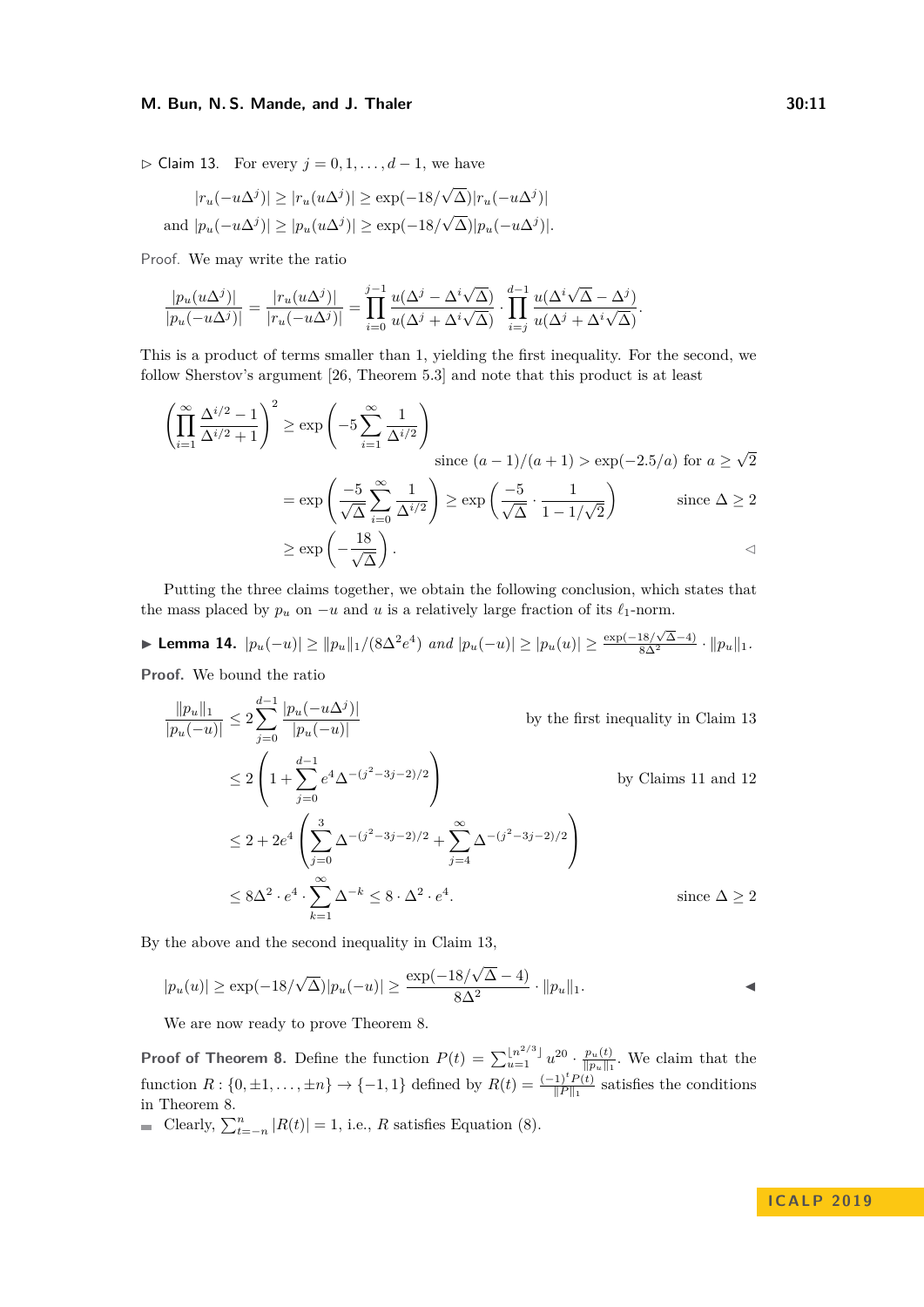▷ Claim 13. For every $j = 0, 1, \dots, d-1$, we have

$$|r_u(-u\Delta^j)| \geq |r_u(u\Delta^j)| \geq \exp(-18/\sqrt{\Delta})|r_u(-u\Delta^j)|$$

and $|p_u(-u\Delta^j)| \geq |p_u(u\Delta^j)| \geq \exp(-18/\sqrt{\Delta})|p_u(-u\Delta^j)|$.

Proof. We may write the ratio

$$\frac{|p_u(u\Delta^j)|}{|p_u(-u\Delta^j)|} = \frac{|r_u(u\Delta^j)|}{|r_u(-u\Delta^j)|} = \prod_{i=0}^{j-1} \frac{u(\Delta^j - \Delta^i\sqrt{\Delta})}{u(\Delta^j + \Delta^i\sqrt{\Delta})} \cdot \prod_{i=j}^{d-1} \frac{u(\Delta^i\sqrt{\Delta} - \Delta^j)}{u(\Delta^j + \Delta^i\sqrt{\Delta})}.$$

This is a product of terms smaller than 1, yielding the first inequality. For the second, we follow Sherstov's argument [26, Theorem 5.3] and note that this product is at least

$$\left(\prod_{i=1}^{\infty} \frac{\Delta^{i/2} - 1}{\Delta^{i/2} + 1}\right)^2 \geq \exp\left(-5\sum_{i=1}^{\infty} \frac{1}{\Delta^{i/2}}\right) \quad \text{since } (a-1)/(a+1) > \exp(-2.5/a) \text{ for } a \geq \sqrt{2}$$

$$= \exp\left(\frac{-5}{\sqrt{\Delta}} \sum_{i=0}^{\infty} \frac{1}{\Delta^{i/2}}\right) \geq \exp\left(\frac{-5}{\sqrt{\Delta}} \cdot \frac{1}{1 - 1/\sqrt{2}}\right) \quad \text{since } \Delta \geq 2$$

$$\geq \exp\left(-\frac{18}{\sqrt{\Delta}}\right). \quad ◁$$

Putting the three claims together, we obtain the following conclusion, which states that the mass placed by $p_u$ on $-u$ and $u$ is a relatively large fraction of its $\ell_1$-norm.

▶ **Lemma 14.** $|p_u(-u)| \geq \|p_u\|_1/(8\Delta^2 e^4)$ *and* $|p_u(-u)| \geq |p_u(u)| \geq \frac{\exp(-18/\sqrt{\Delta}-4)}{8\Delta^2} \cdot \|p_u\|_1$.

**Proof.** We bound the ratio

$$\frac{\|p_u\|_1}{|p_u(-u)|} \leq 2\sum_{j=0}^{d-1} \frac{|p_u(-u\Delta^j)|}{|p_u(-u)|} \quad \text{by the first inequality in Claim 13}$$

$$\leq 2\left(1 + \sum_{j=0}^{d-1} e^4 \Delta^{-(j^2-3j-2)/2}\right) \quad \text{by Claims 11 and 12}$$

$$\leq 2 + 2e^4\left(\sum_{j=0}^{3} \Delta^{-(j^2-3j-2)/2} + \sum_{j=4}^{\infty} \Delta^{-(j^2-3j-2)/2}\right)$$

$$\leq 8\Delta^2 \cdot e^4 \cdot \sum_{k=1}^{\infty} \Delta^{-k} \leq 8 \cdot \Delta^2 \cdot e^4. \quad \text{since } \Delta \geq 2$$

By the above and the second inequality in Claim 13,

$$|p_u(u)| \geq \exp(-18/\sqrt{\Delta})|p_u(-u)| \geq \frac{\exp(-18/\sqrt{\Delta} - 4)}{8\Delta^2} \cdot \|p_u\|_1. \quad ◀$$

We are now ready to prove Theorem 8.

**Proof of Theorem 8.** Define the function $P(t) = \sum_{u=1}^{\lfloor n^{2/3} \rfloor} u^{20} \cdot \frac{p_u(t)}{\|p_u\|_1}$. We claim that the function $R : \{0, \pm 1, \dots, \pm n\} \to \{-1, 1\}$ defined by $R(t) = \frac{(-1)^t P(t)}{\|P\|_1}$ satisfies the conditions in Theorem 8.

- Clearly, $\sum_{t=-n}^{n} |R(t)| = 1$, i.e., $R$ satisfies Equation (8).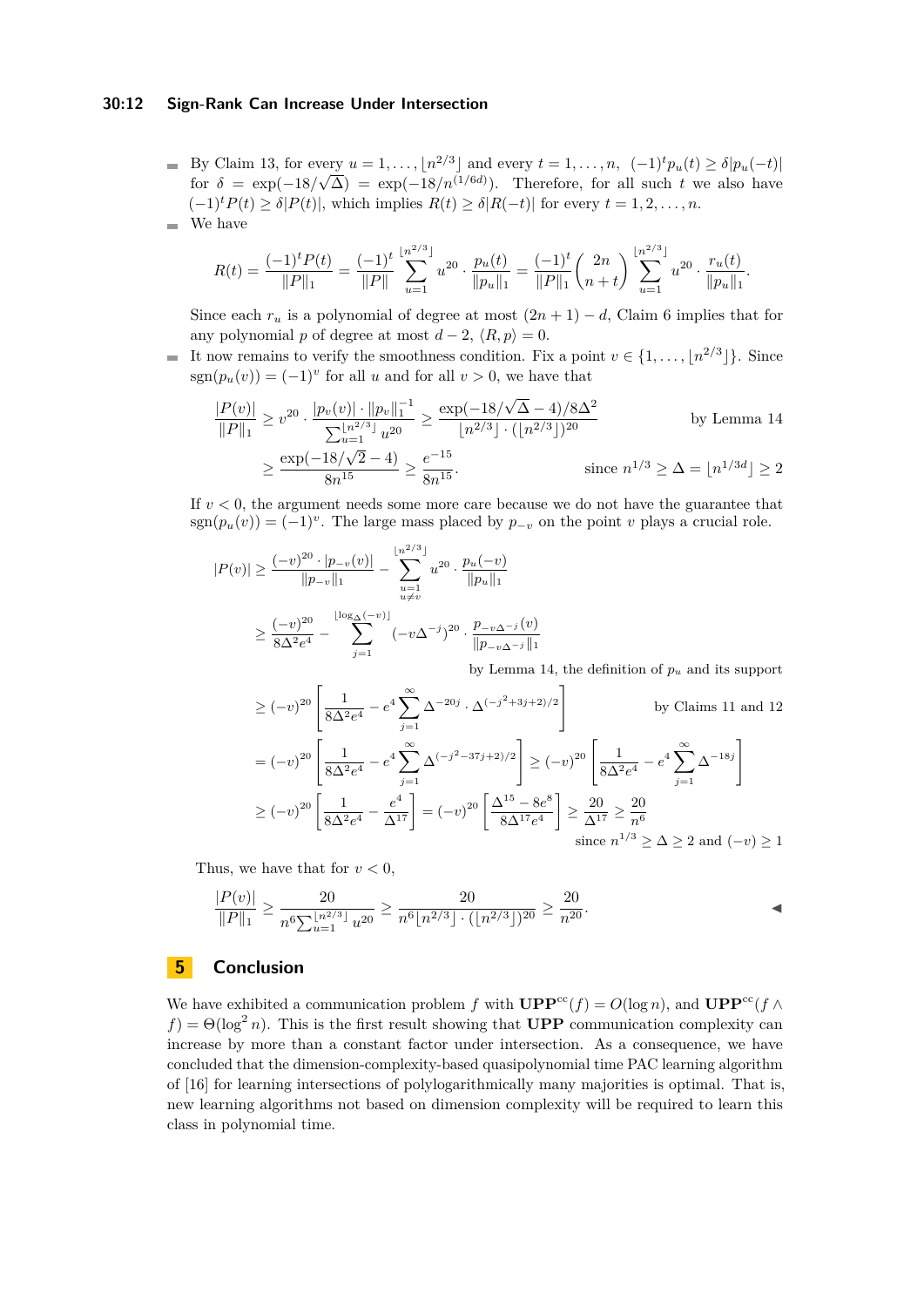- By Claim 13, for every $u = 1, \ldots, \lfloor n^{2/3} \rfloor$ and every $t = 1, \ldots, n$, $(-1)^t p_u(t) \geq \delta |p_u(-t)|$ for $\delta = \exp(-18/\sqrt{\Delta}) = \exp(-18/n^{(1/6d)})$. Therefore, for all such $t$ we also have $(-1)^t P(t) \geq \delta |P(t)|$, which implies $R(t) \geq \delta |R(-t)|$ for every $t = 1, 2, \ldots, n$.
- We have

$$R(t) = \frac{(-1)^t P(t)}{\|P\|_1} = \frac{(-1)^t}{\|P\|} \sum_{u=1}^{\lfloor n^{2/3} \rfloor} u^{20} \cdot \frac{p_u(t)}{\|p_u\|_1} = \frac{(-1)^t}{\|P\|_1} \binom{2n}{n+t} \sum_{u=1}^{\lfloor n^{2/3} \rfloor} u^{20} \cdot \frac{r_u(t)}{\|p_u\|_1}.$$

  Since each $r_u$ is a polynomial of degree at most $(2n+1) - d$, Claim 6 implies that for any polynomial $p$ of degree at most $d - 2$, $\langle R, p \rangle = 0$.
- It now remains to verify the smoothness condition. Fix a point $v \in \{1, \ldots, \lfloor n^{2/3} \rfloor\}$. Since $\operatorname{sgn}(p_u(v)) = (-1)^v$ for all $u$ and for all $v > 0$, we have that

$$\begin{aligned}
\frac{|P(v)|}{\|P\|_1} &\geq v^{20} \cdot \frac{|p_v(v)| \cdot \|p_v\|_1^{-1}}{\sum_{u=1}^{\lfloor n^{2/3} \rfloor} u^{20}} \geq \frac{\exp(-18/\sqrt{\Delta} - 4)/8\Delta^2}{\lfloor n^{2/3} \rfloor \cdot (\lfloor n^{2/3} \rfloor)^{20}} && \text{by Lemma 14} \\
&\geq \frac{\exp(-18/\sqrt{2} - 4)}{8n^{15}} \geq \frac{e^{-15}}{8n^{15}}. && \text{since } n^{1/3} \geq \Delta = \lfloor n^{1/3d} \rfloor \geq 2
\end{aligned}$$

  If $v < 0$, the argument needs some more care because we do not have the guarantee that $\operatorname{sgn}(p_u(v)) = (-1)^v$. The large mass placed by $p_{-v}$ on the point $v$ plays a crucial role.

$$\begin{aligned}
|P(v)| &\geq \frac{(-v)^{20} \cdot |p_{-v}(v)|}{\|p_{-v}\|_1} - \sum_{\substack{u=1 \\ u \neq v}}^{\lfloor n^{2/3} \rfloor} u^{20} \cdot \frac{p_u(-v)}{\|p_u\|_1} \\
&\geq \frac{(-v)^{20}}{8\Delta^2 e^4} - \sum_{j=1}^{\lfloor \log_\Delta(-v) \rfloor} (-v\Delta^{-j})^{20} \cdot \frac{p_{-v\Delta^{-j}}(v)}{\|p_{-v\Delta^{-j}}\|_1} \\
&\qquad\qquad \text{by Lemma 14, the definition of } p_u \text{ and its support} \\
&\geq (-v)^{20} \left[ \frac{1}{8\Delta^2 e^4} - e^4 \sum_{j=1}^{\infty} \Delta^{-20j} \cdot \Delta^{(-j^2+3j+2)/2} \right] && \text{by Claims 11 and 12} \\
&= (-v)^{20} \left[ \frac{1}{8\Delta^2 e^4} - e^4 \sum_{j=1}^{\infty} \Delta^{(-j^2-37j+2)/2} \right] \geq (-v)^{20} \left[ \frac{1}{8\Delta^2 e^4} - e^4 \sum_{j=1}^{\infty} \Delta^{-18j} \right] \\
&\geq (-v)^{20} \left[ \frac{1}{8\Delta^2 e^4} - \frac{e^4}{\Delta^{17}} \right] = (-v)^{20} \left[ \frac{\Delta^{15} - 8e^8}{8\Delta^{17} e^4} \right] \geq \frac{20}{\Delta^{17}} \geq \frac{20}{n^6} \\
&\qquad\qquad \text{since } n^{1/3} \geq \Delta \geq 2 \text{ and } (-v) \geq 1
\end{aligned}$$

Thus, we have that for $v < 0$,

$$\frac{|P(v)|}{\|P\|_1} \geq \frac{20}{n^6 \sum_{u=1}^{\lfloor n^{2/3} \rfloor} u^{20}} \geq \frac{20}{n^6 \lfloor n^{2/3} \rfloor \cdot (\lfloor n^{2/3} \rfloor)^{20}} \geq \frac{20}{n^{20}}.$$

◀

# 5 Conclusion

We have exhibited a communication problem $f$ with $\mathbf{UPP}^{\mathrm{cc}}(f) = O(\log n)$, and $\mathbf{UPP}^{\mathrm{cc}}(f \wedge f) = \Theta(\log^2 n)$. This is the first result showing that **UPP** communication complexity can increase by more than a constant factor under intersection. As a consequence, we have concluded that the dimension-complexity-based quasipolynomial time PAC learning algorithm of [16] for learning intersections of polylogarithmically many majorities is optimal. That is, new learning algorithms not based on dimension complexity will be required to learn this class in polynomial time.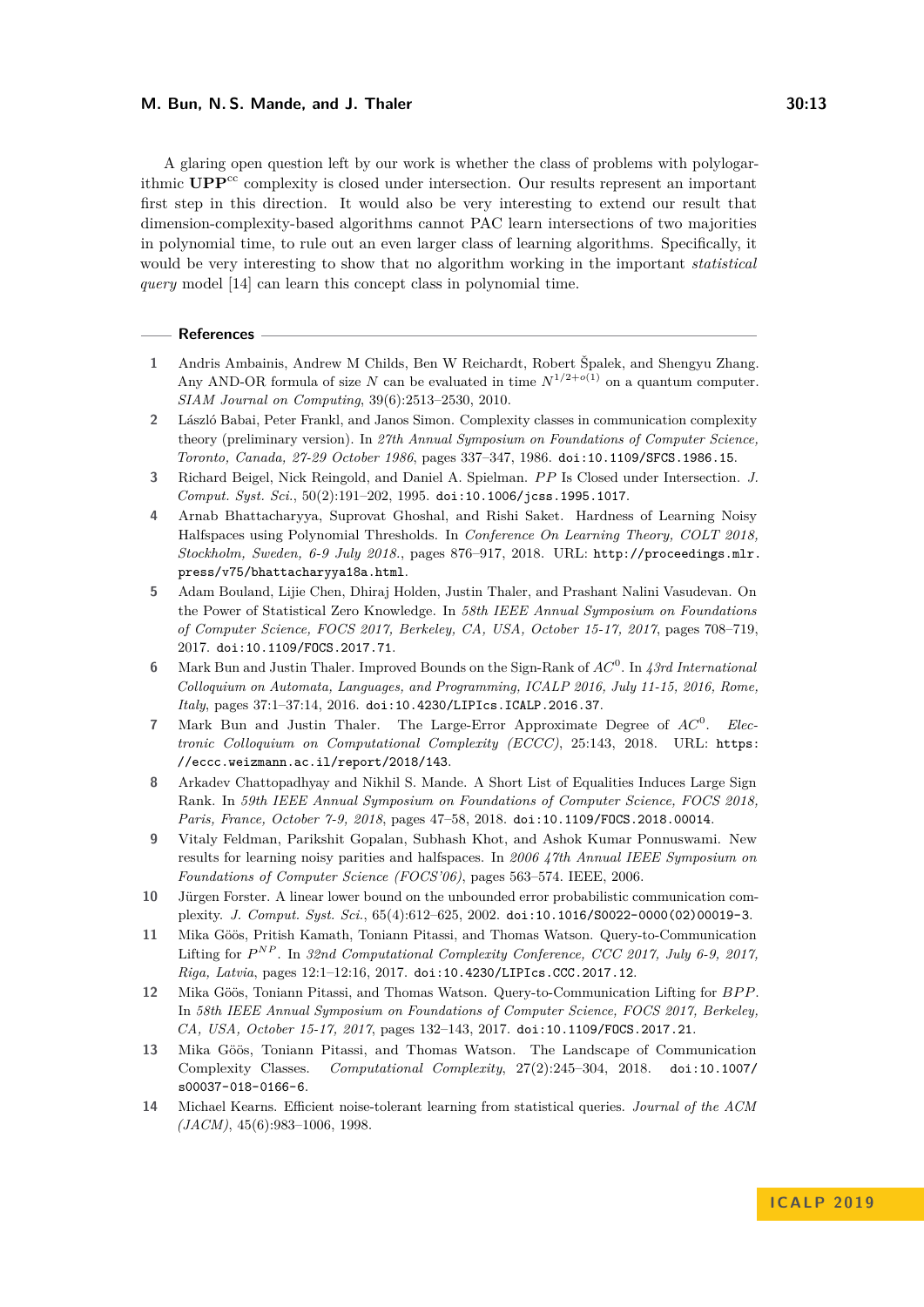A glaring open question left by our work is whether the class of problems with polylogarithmic $\mathbf{UPP}^{cc}$ complexity is closed under intersection. Our results represent an important first step in this direction. It would also be very interesting to extend our result that dimension-complexity-based algorithms cannot PAC learn intersections of two majorities in polynomial time, to rule out an even larger class of learning algorithms. Specifically, it would be very interesting to show that no algorithm working in the important *statistical query* model [14] can learn this concept class in polynomial time.

## References

1. Andris Ambainis, Andrew M Childs, Ben W Reichardt, Robert Špalek, and Shengyu Zhang. Any AND-OR formula of size $N$ can be evaluated in time $N^{1/2+o(1)}$ on a quantum computer. *SIAM Journal on Computing*, 39(6):2513–2530, 2010.
2. László Babai, Peter Frankl, and Janos Simon. Complexity classes in communication complexity theory (preliminary version). In *27th Annual Symposium on Foundations of Computer Science, Toronto, Canada, 27-29 October 1986*, pages 337–347, 1986. doi:10.1109/SFCS.1986.15.
3. Richard Beigel, Nick Reingold, and Daniel A. Spielman. *PP* Is Closed under Intersection. *J. Comput. Syst. Sci.*, 50(2):191–202, 1995. doi:10.1006/jcss.1995.1017.
4. Arnab Bhattacharyya, Suprovat Ghoshal, and Rishi Saket. Hardness of Learning Noisy Halfspaces using Polynomial Thresholds. In *Conference On Learning Theory, COLT 2018, Stockholm, Sweden, 6-9 July 2018.*, pages 876–917, 2018. URL: http://proceedings.mlr.press/v75/bhattacharyya18a.html.
5. Adam Bouland, Lijie Chen, Dhiraj Holden, Justin Thaler, and Prashant Nalini Vasudevan. On the Power of Statistical Zero Knowledge. In *58th IEEE Annual Symposium on Foundations of Computer Science, FOCS 2017, Berkeley, CA, USA, October 15-17, 2017*, pages 708–719, 2017. doi:10.1109/FOCS.2017.71.
6. Mark Bun and Justin Thaler. Improved Bounds on the Sign-Rank of $AC^0$. In *43rd International Colloquium on Automata, Languages, and Programming, ICALP 2016, July 11-15, 2016, Rome, Italy*, pages 37:1–37:14, 2016. doi:10.4230/LIPIcs.ICALP.2016.37.
7. Mark Bun and Justin Thaler. The Large-Error Approximate Degree of $AC^0$. *Electronic Colloquium on Computational Complexity (ECCC)*, 25:143, 2018. URL: https://eccc.weizmann.ac.il/report/2018/143.
8. Arkadev Chattopadhyay and Nikhil S. Mande. A Short List of Equalities Induces Large Sign Rank. In *59th IEEE Annual Symposium on Foundations of Computer Science, FOCS 2018, Paris, France, October 7-9, 2018*, pages 47–58, 2018. doi:10.1109/FOCS.2018.00014.
9. Vitaly Feldman, Parikshit Gopalan, Subhash Khot, and Ashok Kumar Ponnuswami. New results for learning noisy parities and halfspaces. In *2006 47th Annual IEEE Symposium on Foundations of Computer Science (FOCS'06)*, pages 563–574. IEEE, 2006.
10. Jürgen Forster. A linear lower bound on the unbounded error probabilistic communication complexity. *J. Comput. Syst. Sci.*, 65(4):612–625, 2002. doi:10.1016/S0022-0000(02)00019-3.
11. Mika Göös, Pritish Kamath, Toniann Pitassi, and Thomas Watson. Query-to-Communication Lifting for $P^{NP}$. In *32nd Computational Complexity Conference, CCC 2017, July 6-9, 2017, Riga, Latvia*, pages 12:1–12:16, 2017. doi:10.4230/LIPIcs.CCC.2017.12.
12. Mika Göös, Toniann Pitassi, and Thomas Watson. Query-to-Communication Lifting for *BPP*. In *58th IEEE Annual Symposium on Foundations of Computer Science, FOCS 2017, Berkeley, CA, USA, October 15-17, 2017*, pages 132–143, 2017. doi:10.1109/FOCS.2017.21.
13. Mika Göös, Toniann Pitassi, and Thomas Watson. The Landscape of Communication Complexity Classes. *Computational Complexity*, 27(2):245–304, 2018. doi:10.1007/s00037-018-0166-6.
14. Michael Kearns. Efficient noise-tolerant learning from statistical queries. *Journal of the ACM (JACM)*, 45(6):983–1006, 1998.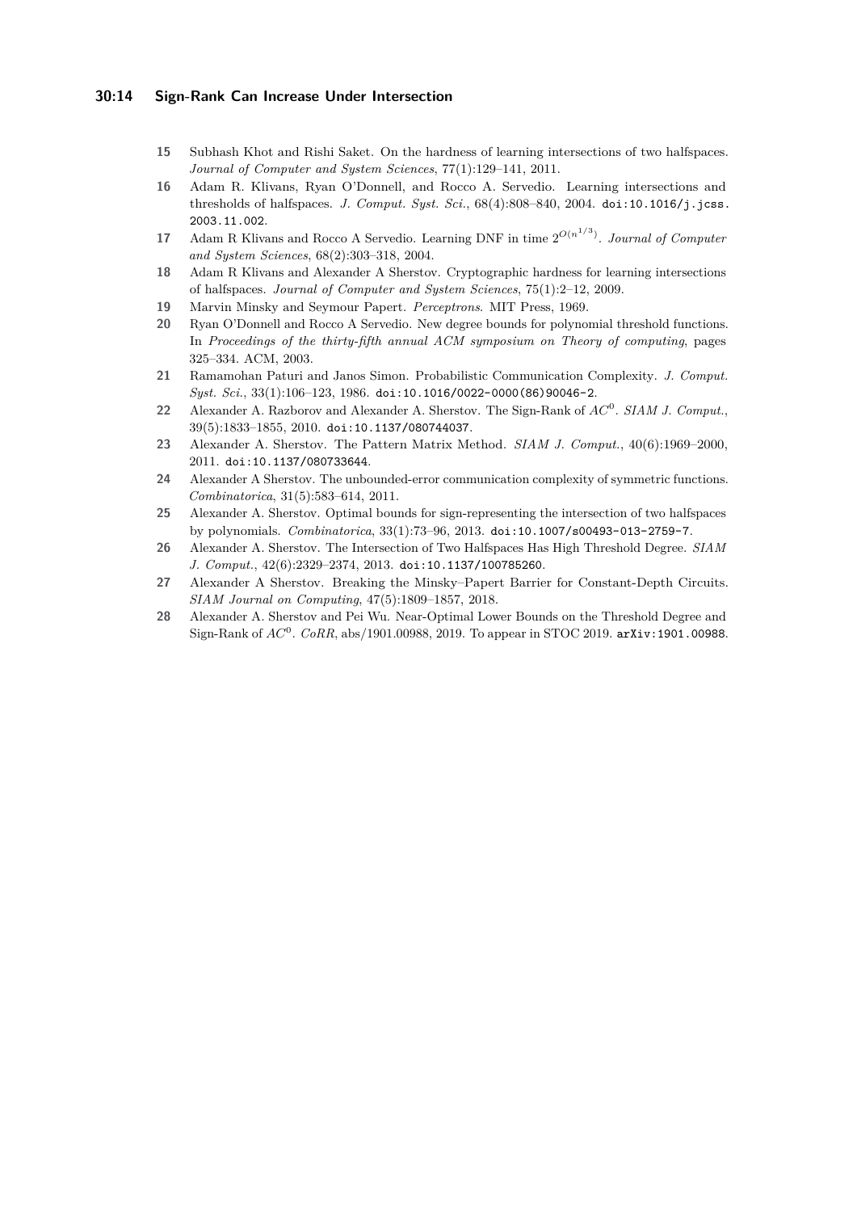15 Subhash Khot and Rishi Saket. On the hardness of learning intersections of two halfspaces. *Journal of Computer and System Sciences*, 77(1):129–141, 2011.

16 Adam R. Klivans, Ryan O'Donnell, and Rocco A. Servedio. Learning intersections and thresholds of halfspaces. *J. Comput. Syst. Sci.*, 68(4):808–840, 2004. doi:10.1016/j.jcss.2003.11.002.

17 Adam R Klivans and Rocco A Servedio. Learning DNF in time $2^{O(n^{1/3})}$. *Journal of Computer and System Sciences*, 68(2):303–318, 2004.

18 Adam R Klivans and Alexander A Sherstov. Cryptographic hardness for learning intersections of halfspaces. *Journal of Computer and System Sciences*, 75(1):2–12, 2009.

19 Marvin Minsky and Seymour Papert. *Perceptrons*. MIT Press, 1969.

20 Ryan O'Donnell and Rocco A Servedio. New degree bounds for polynomial threshold functions. In *Proceedings of the thirty-fifth annual ACM symposium on Theory of computing*, pages 325–334. ACM, 2003.

21 Ramamohan Paturi and Janos Simon. Probabilistic Communication Complexity. *J. Comput. Syst. Sci.*, 33(1):106–123, 1986. doi:10.1016/0022-0000(86)90046-2.

22 Alexander A. Razborov and Alexander A. Sherstov. The Sign-Rank of $AC^0$. *SIAM J. Comput.*, 39(5):1833–1855, 2010. doi:10.1137/080744037.

23 Alexander A. Sherstov. The Pattern Matrix Method. *SIAM J. Comput.*, 40(6):1969–2000, 2011. doi:10.1137/080733644.

24 Alexander A Sherstov. The unbounded-error communication complexity of symmetric functions. *Combinatorica*, 31(5):583–614, 2011.

25 Alexander A. Sherstov. Optimal bounds for sign-representing the intersection of two halfspaces by polynomials. *Combinatorica*, 33(1):73–96, 2013. doi:10.1007/s00493-013-2759-7.

26 Alexander A. Sherstov. The Intersection of Two Halfspaces Has High Threshold Degree. *SIAM J. Comput.*, 42(6):2329–2374, 2013. doi:10.1137/100785260.

27 Alexander A Sherstov. Breaking the Minsky–Papert Barrier for Constant-Depth Circuits. *SIAM Journal on Computing*, 47(5):1809–1857, 2018.

28 Alexander A. Sherstov and Pei Wu. Near-Optimal Lower Bounds on the Threshold Degree and Sign-Rank of $AC^0$. *CoRR*, abs/1901.00988, 2019. To appear in STOC 2019. arXiv:1901.00988.